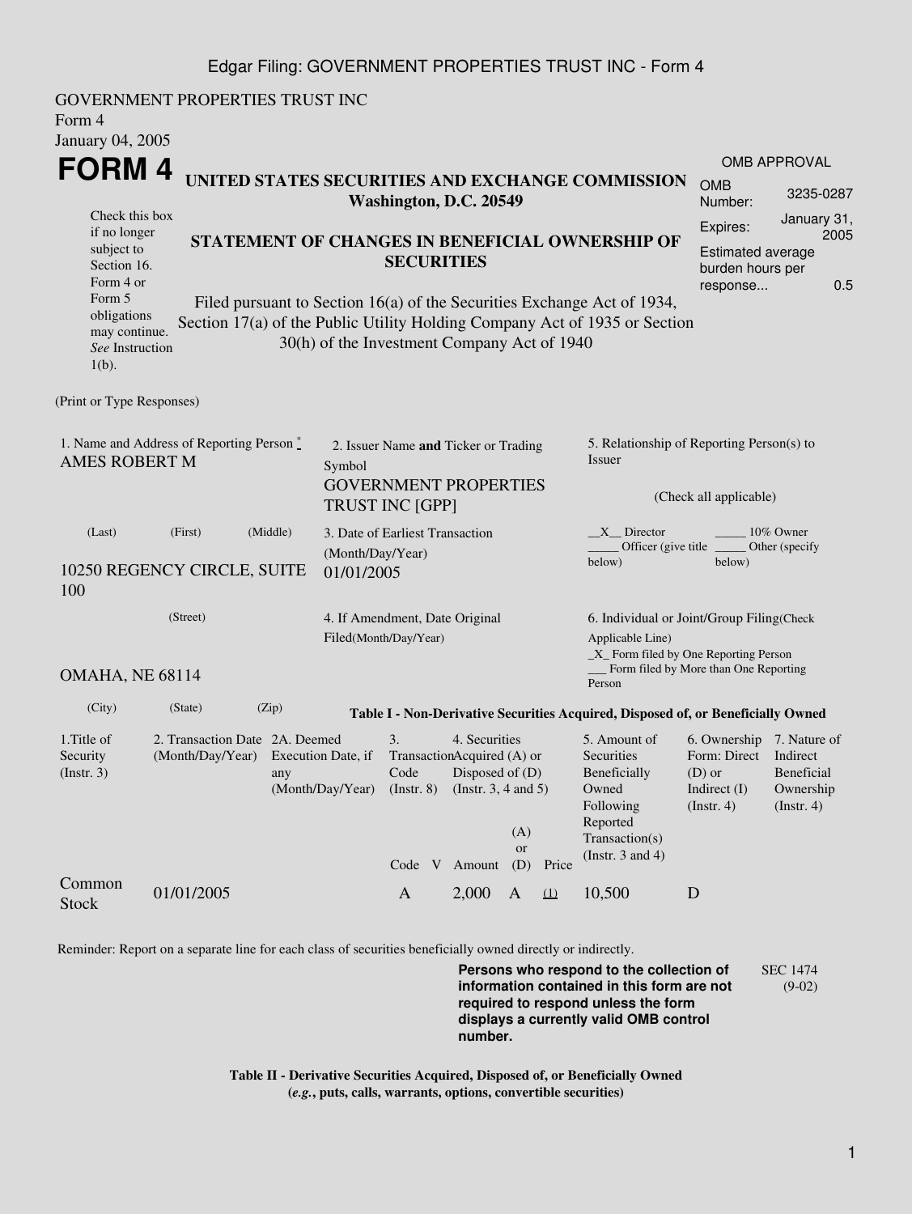GOVERNMENT PROPERTIES TRUST INC
Form 4
January 04, 2005

# FORM 4

**UNITED STATES SECURITIES AND EXCHANGE COMMISSION**
**Washington, D.C. 20549**

Check this box if no longer subject to Section 16. Form 4 or Form 5 obligations may continue. *See* Instruction 1(b).

**STATEMENT OF CHANGES IN BENEFICIAL OWNERSHIP OF SECURITIES**

Filed pursuant to Section 16(a) of the Securities Exchange Act of 1934, Section 17(a) of the Public Utility Holding Company Act of 1935 or Section 30(h) of the Investment Company Act of 1940

| OMB APPROVAL | |
|---|---|
| OMB Number: | 3235-0287 |
| Expires: | January 31, 2005 |
| Estimated average burden hours per response... | 0.5 |

(Print or Type Responses)

1. Name and Address of Reporting Person *
AMES ROBERT M

(Last) (First) (Middle)

10250 REGENCY CIRCLE, SUITE 100

(Street)

OMAHA, NE 68114

(City) (State) (Zip)

2. Issuer Name **and** Ticker or Trading Symbol
GOVERNMENT PROPERTIES TRUST INC [GPP]

3. Date of Earliest Transaction (Month/Day/Year)
01/01/2005

4. If Amendment, Date Original Filed(Month/Day/Year)

5. Relationship of Reporting Person(s) to Issuer

(Check all applicable)

\_\_X\_\_ Director \_\_\_\_\_ 10% Owner
\_\_\_\_\_ Officer (give title below) \_\_\_\_\_ Other (specify below)

6. Individual or Joint/Group Filing(Check Applicable Line)
\_X\_ Form filed by One Reporting Person
\_\_\_ Form filed by More than One Reporting Person

**Table I - Non-Derivative Securities Acquired, Disposed of, or Beneficially Owned**

| 1.Title of Security (Instr. 3) | 2. Transaction Date (Month/Day/Year) | 2A. Deemed Execution Date, if any (Month/Day/Year) | 3. Transaction Code (Instr. 8) | | 4. Securities Acquired (A) or Disposed of (D) (Instr. 3, 4 and 5) | | | 5. Amount of Securities Beneficially Owned Following Reported Transaction(s) (Instr. 3 and 4) | 6. Ownership Form: Direct (D) or Indirect (I) (Instr. 4) | 7. Nature of Indirect Beneficial Ownership (Instr. 4) |
|---|---|---|---|---|---|---|---|---|---|---|
| | | | Code | V | Amount | (A) or (D) | Price | | | |
| Common Stock | 01/01/2005 | | A | | 2,000 | A | (1) | 10,500 | D | |

Reminder: Report on a separate line for each class of securities beneficially owned directly or indirectly.

**Persons who respond to the collection of information contained in this form are not required to respond unless the form displays a currently valid OMB control number.**

SEC 1474 (9-02)

**Table II - Derivative Securities Acquired, Disposed of, or Beneficially Owned**
**(*e.g.*, puts, calls, warrants, options, convertible securities)**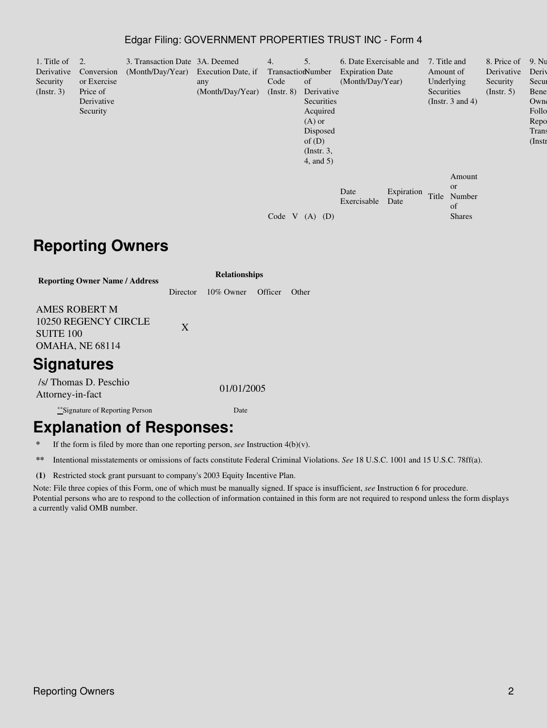| 1. Title of Derivative Security (Instr. 3) | 2. Conversion or Exercise Price of Derivative Security | 3. Transaction Date (Month/Day/Year) | 3A. Deemed Execution Date, if any (Month/Day/Year) | 4. Transaction Code (Instr. 8) | | 5. Number of Derivative Securities Acquired (A) or Disposed of (D) (Instr. 3, 4, and 5) | | 6. Date Exercisable and Expiration Date (Month/Day/Year) | | 7. Title and Amount of Underlying Securities (Instr. 3 and 4) | | 8. Price of Derivative Security (Instr. 5) | 9. Nu Deriv Secur Bene Owne Follo Repo Trans (Instr |
|---|---|---|---|---|---|---|---|---|---|---|---|---|---|
| | | | | Code | V | (A) | (D) | Date Exercisable | Expiration Date | Title | Amount or Number of Shares | | |

# Reporting Owners

| Reporting Owner Name / Address | Relationships | | | |
|---|---|---|---|---|
| | Director | 10% Owner | Officer | Other |
| AMES ROBERT M<br>10250 REGENCY CIRCLE<br>SUITE 100<br>OMAHA, NE 68114 | X | | | |

# Signatures

| | |
|---|---|
| /s/ Thomas D. Peschio Attorney-in-fact | 01/01/2005 |
| **Signature of Reporting Person | Date |

# Explanation of Responses:

\* If the form is filed by more than one reporting person, *see* Instruction 4(b)(v).

** Intentional misstatements or omissions of facts constitute Federal Criminal Violations. *See* 18 U.S.C. 1001 and 15 U.S.C. 78ff(a).

**(1)** Restricted stock grant pursuant to company's 2003 Equity Incentive Plan.

Note: File three copies of this Form, one of which must be manually signed. If space is insufficient, *see* Instruction 6 for procedure.
Potential persons who are to respond to the collection of information contained in this form are not required to respond unless the form displays a currently valid OMB number.